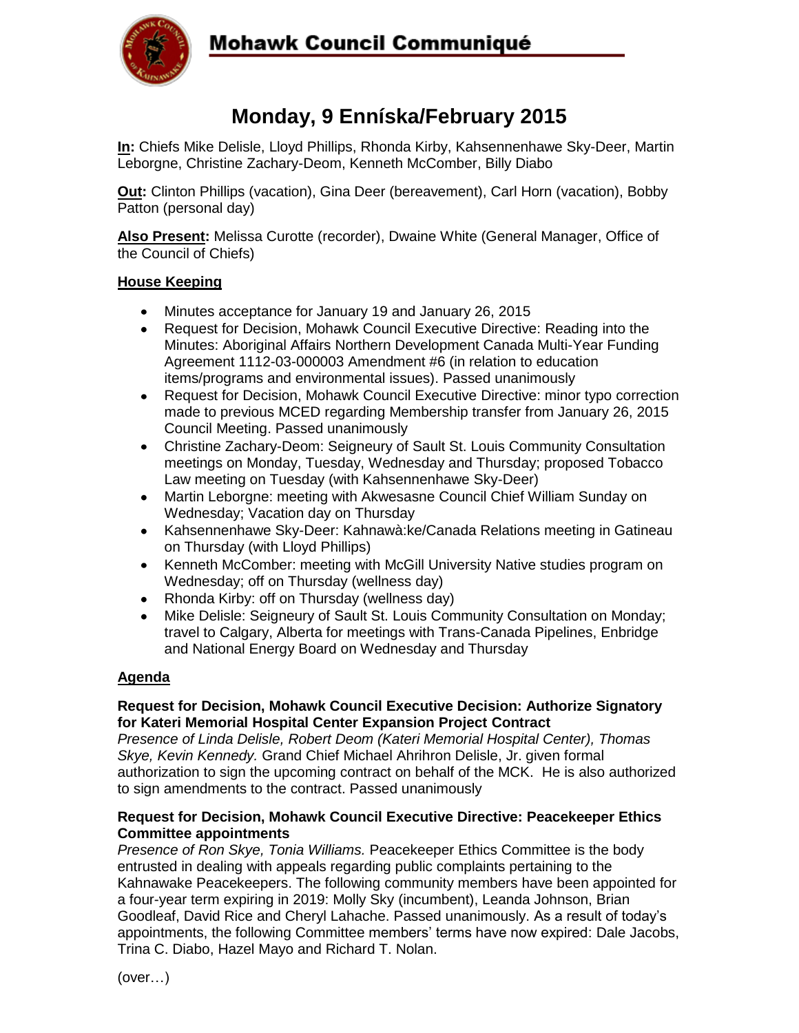# Mohawk Council Communiqué

## Monday, 9 Enníska/February 2015

**In:** Chiefs Mike Delisle, Lloyd Phillips, Rhonda Kirby, Kahsennenhawe Sky-Deer, Martin Leborgne, Christine Zachary-Deom, Kenneth McComber, Billy Diabo

**Out:** Clinton Phillips (vacation), Gina Deer (bereavement), Carl Horn (vacation), Bobby Patton (personal day)

**Also Present:** Melissa Curotte (recorder), Dwaine White (General Manager, Office of the Council of Chiefs)

### House Keeping

- Minutes acceptance for January 19 and January 26, 2015
- Request for Decision, Mohawk Council Executive Directive: Reading into the Minutes: Aboriginal Affairs Northern Development Canada Multi-Year Funding Agreement 1112-03-000003 Amendment #6 (in relation to education items/programs and environmental issues). Passed unanimously
- Request for Decision, Mohawk Council Executive Directive: minor typo correction made to previous MCED regarding Membership transfer from January 26, 2015 Council Meeting. Passed unanimously
- Christine Zachary-Deom: Seigneury of Sault St. Louis Community Consultation meetings on Monday, Tuesday, Wednesday and Thursday; proposed Tobacco Law meeting on Tuesday (with Kahsennenhawe Sky-Deer)
- Martin Leborgne: meeting with Akwesasne Council Chief William Sunday on Wednesday; Vacation day on Thursday
- Kahsennenhawe Sky-Deer: Kahnawà:ke/Canada Relations meeting in Gatineau on Thursday (with Lloyd Phillips)
- Kenneth McComber: meeting with McGill University Native studies program on Wednesday; off on Thursday (wellness day)
- Rhonda Kirby: off on Thursday (wellness day)
- Mike Delisle: Seigneury of Sault St. Louis Community Consultation on Monday; travel to Calgary, Alberta for meetings with Trans-Canada Pipelines, Enbridge and National Energy Board on Wednesday and Thursday

### Agenda

**Request for Decision, Mohawk Council Executive Decision: Authorize Signatory for Kateri Memorial Hospital Center Expansion Project Contract**
*Presence of Linda Delisle, Robert Deom (Kateri Memorial Hospital Center), Thomas Skye, Kevin Kennedy.* Grand Chief Michael Ahrihron Delisle, Jr. given formal authorization to sign the upcoming contract on behalf of the MCK. He is also authorized to sign amendments to the contract. Passed unanimously

**Request for Decision, Mohawk Council Executive Directive: Peacekeeper Ethics Committee appointments**
*Presence of Ron Skye, Tonia Williams.* Peacekeeper Ethics Committee is the body entrusted in dealing with appeals regarding public complaints pertaining to the Kahnawake Peacekeepers. The following community members have been appointed for a four-year term expiring in 2019: Molly Sky (incumbent), Leanda Johnson, Brian Goodleaf, David Rice and Cheryl Lahache. Passed unanimously. As a result of today's appointments, the following Committee members' terms have now expired: Dale Jacobs, Trina C. Diabo, Hazel Mayo and Richard T. Nolan.

(over…)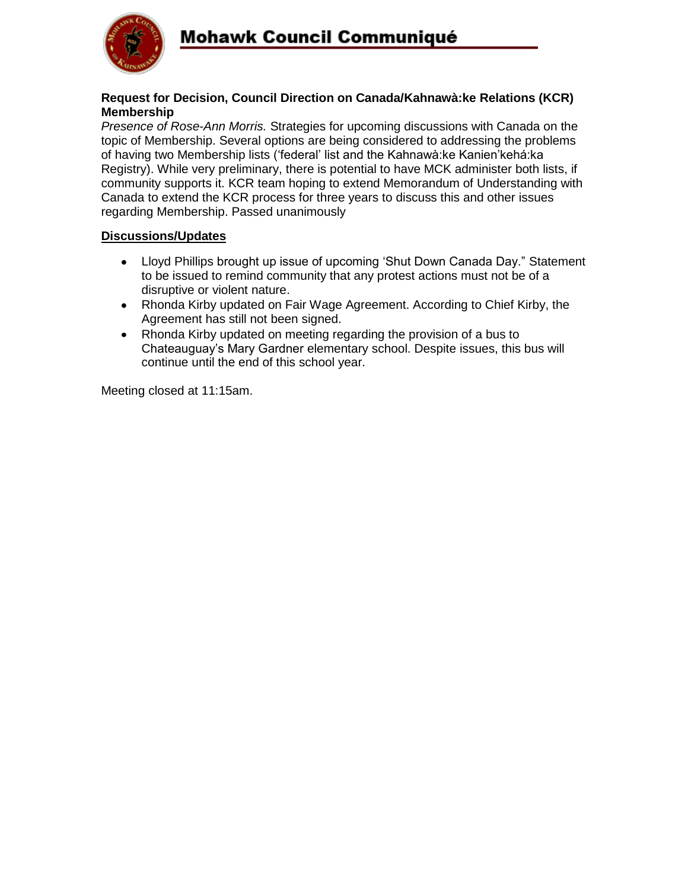**Request for Decision, Council Direction on Canada/Kahnawà:ke Relations (KCR) Membership**

*Presence of Rose-Ann Morris.* Strategies for upcoming discussions with Canada on the topic of Membership. Several options are being considered to addressing the problems of having two Membership lists ('federal' list and the Kahnawà:ke Kanien'kehá:ka Registry). While very preliminary, there is potential to have MCK administer both lists, if community supports it. KCR team hoping to extend Memorandum of Understanding with Canada to extend the KCR process for three years to discuss this and other issues regarding Membership. Passed unanimously

**Discussions/Updates**

- Lloyd Phillips brought up issue of upcoming 'Shut Down Canada Day." Statement to be issued to remind community that any protest actions must not be of a disruptive or violent nature.
- Rhonda Kirby updated on Fair Wage Agreement. According to Chief Kirby, the Agreement has still not been signed.
- Rhonda Kirby updated on meeting regarding the provision of a bus to Chateauguay's Mary Gardner elementary school. Despite issues, this bus will continue until the end of this school year.

Meeting closed at 11:15am.